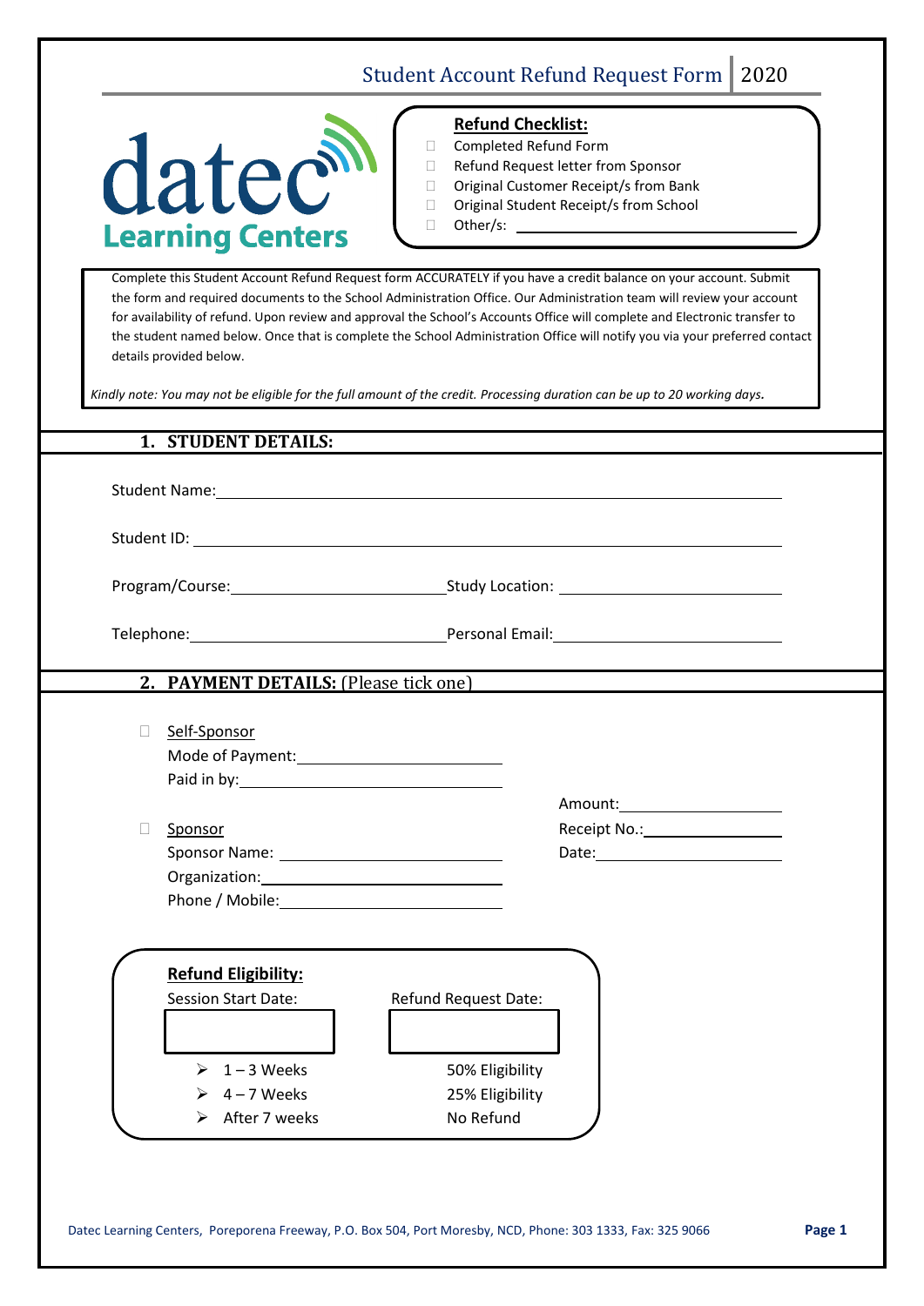# Student Account Refund Request Form | 2020

**datec Learning Centers**

**Refund Checklist:**

- ☐ Completed Refund Form
- ☐ Refund Request letter from Sponsor
- ☐ Original Customer Receipt/s from Bank
- ☐ Original Student Receipt/s from School
- ☐ Other/s: ____________________________

Complete this Student Account Refund Request form ACCURATELY if you have a credit balance on your account. Submit the form and required documents to the School Administration Office. Our Administration team will review your account for availability of refund. Upon review and approval the School's Accounts Office will complete and Electronic transfer to the student named below. Once that is complete the School Administration Office will notify you via your preferred contact details provided below.

*Kindly note: You may not be eligible for the full amount of the credit. Processing duration can be up to 20 working days.*

## 1. STUDENT DETAILS:

Student Name: ____________________________________________

Student ID: ____________________________________________

Program/Course: ______________________ Study Location: ______________________

Telephone: ______________________ Personal Email: ______________________

## 2. PAYMENT DETAILS: (Please tick one)

☐ Self-Sponsor

Mode of Payment: ______________________

Paid in by: ______________________

Amount: ______________________

☐ Sponsor

Receipt No.: ______________________

Sponsor Name: ______________________

Date: ______________________

Organization: ______________________

Phone / Mobile: ______________________

**Refund Eligibility:**

| Session Start Date: | Refund Request Date: |
|---|---|
| | |

- 1 – 3 Weeks — 50% Eligibility
- 4 – 7 Weeks — 25% Eligibility
- After 7 weeks — No Refund

Datec Learning Centers, Poreporena Freeway, P.O. Box 504, Port Moresby, NCD, Phone: 303 1333, Fax: 325 9066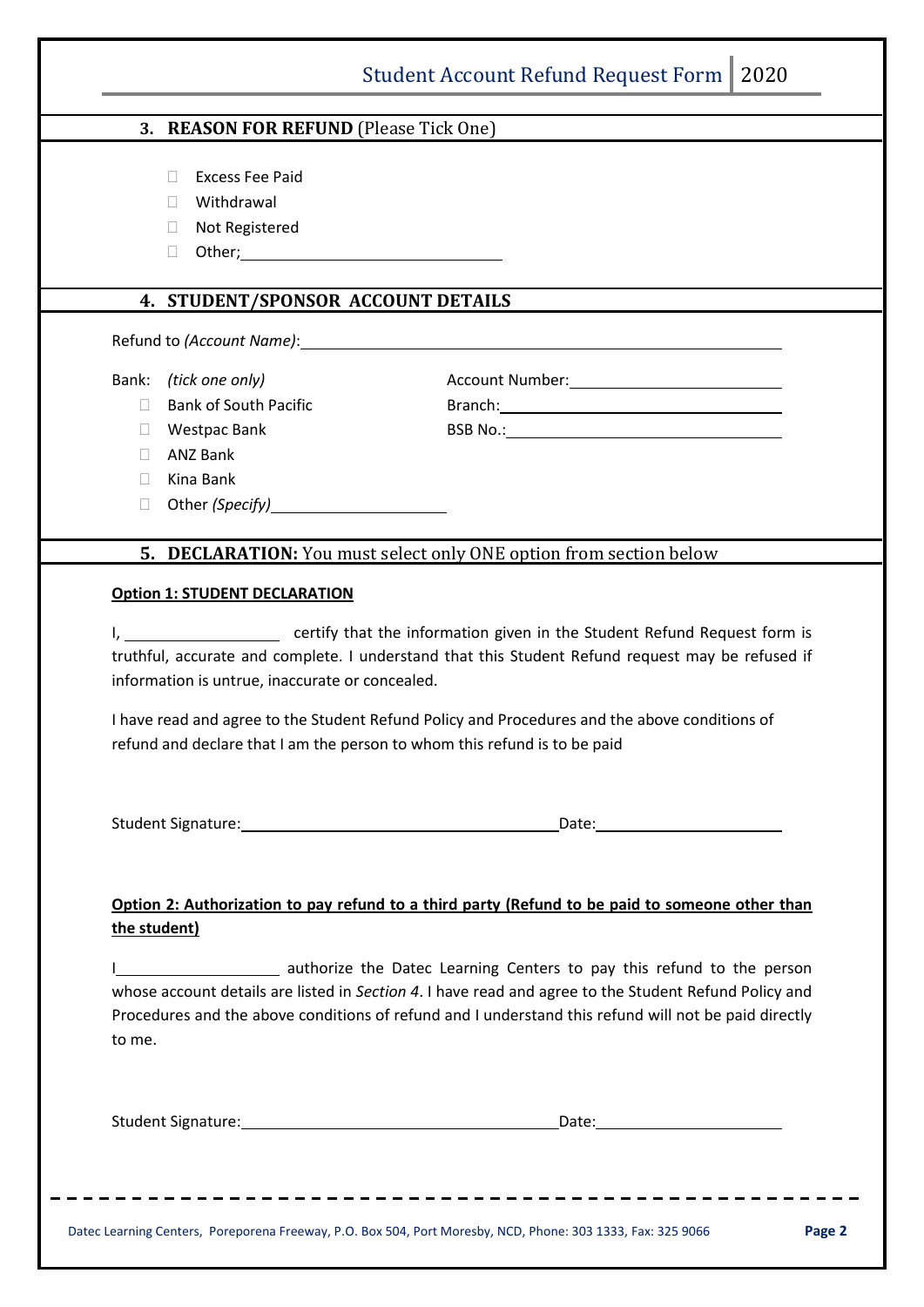## 3. REASON FOR REFUND (Please Tick One)

- ☐ Excess Fee Paid
- ☐ Withdrawal
- ☐ Not Registered
- ☐ Other; ______________________________

## 4. STUDENT/SPONSOR ACCOUNT DETAILS

Refund to *(Account Name)*: ____________________________________________________________

Bank: *(tick one only)*

- ☐ Bank of South Pacific
- ☐ Westpac Bank
- ☐ ANZ Bank
- ☐ Kina Bank
- ☐ Other *(Specify)* ____________________

Account Number: ________________________

Branch: ________________________

BSB No.: ________________________

## 5. DECLARATION: You must select only ONE option from section below

**Option 1: STUDENT DECLARATION**

I, __________________ certify that the information given in the Student Refund Request form is truthful, accurate and complete. I understand that this Student Refund request may be refused if information is untrue, inaccurate or concealed.

I have read and agree to the Student Refund Policy and Procedures and the above conditions of refund and declare that I am the person to whom this refund is to be paid

Student Signature: ____________________________________ Date: ______________________

**Option 2: Authorization to pay refund to a third party (Refund to be paid to someone other than the student)**

I __________________ authorize the Datec Learning Centers to pay this refund to the person whose account details are listed in *Section 4*. I have read and agree to the Student Refund Policy and Procedures and the above conditions of refund and I understand this refund will not be paid directly to me.

Student Signature: ____________________________________ Date: ______________________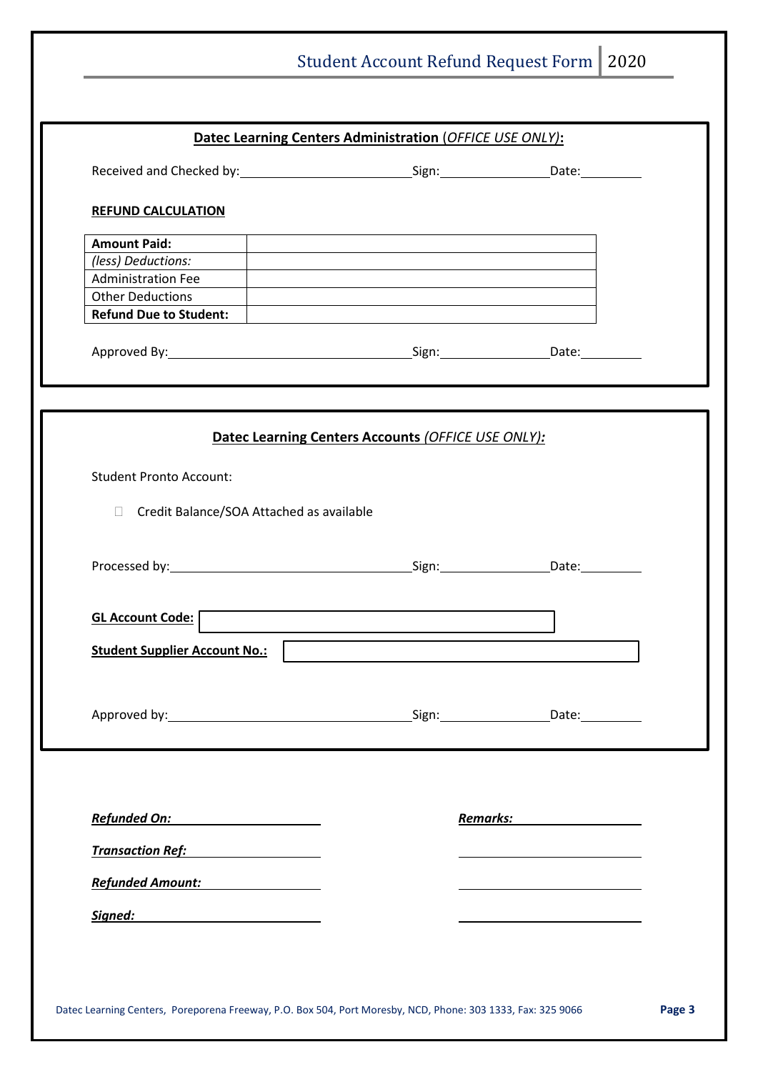**Datec Learning Centers Administration (*OFFICE USE ONLY*):**

Received and Checked by:\_\_\_\_\_\_\_\_\_\_\_\_\_\_\_\_\_\_\_\_\_\_\_\_Sign:\_\_\_\_\_\_\_\_\_\_\_\_\_\_\_Date:\_\_\_\_\_\_\_\_\_

**REFUND CALCULATION**

| | |
|---|---|
| **Amount Paid:** | |
| *(less) Deductions:* | |
| Administration Fee | |
| Other Deductions | |
| **Refund Due to Student:** | |

Approved By:\_\_\_\_\_\_\_\_\_\_\_\_\_\_\_\_\_\_\_\_\_\_\_\_\_\_\_\_\_\_\_\_Sign:\_\_\_\_\_\_\_\_\_\_\_\_\_\_\_Date:\_\_\_\_\_\_\_\_\_

**Datec Learning Centers Accounts *(OFFICE USE ONLY):***

Student Pronto Account:

☐ Credit Balance/SOA Attached as available

Processed by:\_\_\_\_\_\_\_\_\_\_\_\_\_\_\_\_\_\_\_\_\_\_\_\_\_\_\_\_\_\_\_\_Sign:\_\_\_\_\_\_\_\_\_\_\_\_\_\_\_Date:\_\_\_\_\_\_\_\_\_

**GL Account Code:** \_\_\_\_\_\_\_\_\_\_\_\_\_\_\_\_\_\_\_\_\_\_\_\_\_\_\_\_\_\_

**Student Supplier Account No.:** \_\_\_\_\_\_\_\_\_\_\_\_\_\_\_\_\_\_\_\_\_\_\_\_\_\_\_\_\_\_

Approved by:\_\_\_\_\_\_\_\_\_\_\_\_\_\_\_\_\_\_\_\_\_\_\_\_\_\_\_\_\_\_\_\_Sign:\_\_\_\_\_\_\_\_\_\_\_\_\_\_\_Date:\_\_\_\_\_\_\_\_\_

***Refunded On:*** \_\_\_\_\_\_\_\_\_\_\_\_\_\_\_\_\_\_\_\_

***Transaction Ref:*** \_\_\_\_\_\_\_\_\_\_\_\_\_\_\_\_\_\_\_\_

***Refunded Amount:*** \_\_\_\_\_\_\_\_\_\_\_\_\_\_\_\_\_\_\_\_

***Signed:*** \_\_\_\_\_\_\_\_\_\_\_\_\_\_\_\_\_\_\_\_

***Remarks:*** \_\_\_\_\_\_\_\_\_\_\_\_\_\_\_\_\_\_\_\_

\_\_\_\_\_\_\_\_\_\_\_\_\_\_\_\_\_\_\_\_\_\_\_\_\_\_\_\_\_\_

\_\_\_\_\_\_\_\_\_\_\_\_\_\_\_\_\_\_\_\_\_\_\_\_\_\_\_\_\_\_

\_\_\_\_\_\_\_\_\_\_\_\_\_\_\_\_\_\_\_\_\_\_\_\_\_\_\_\_\_\_